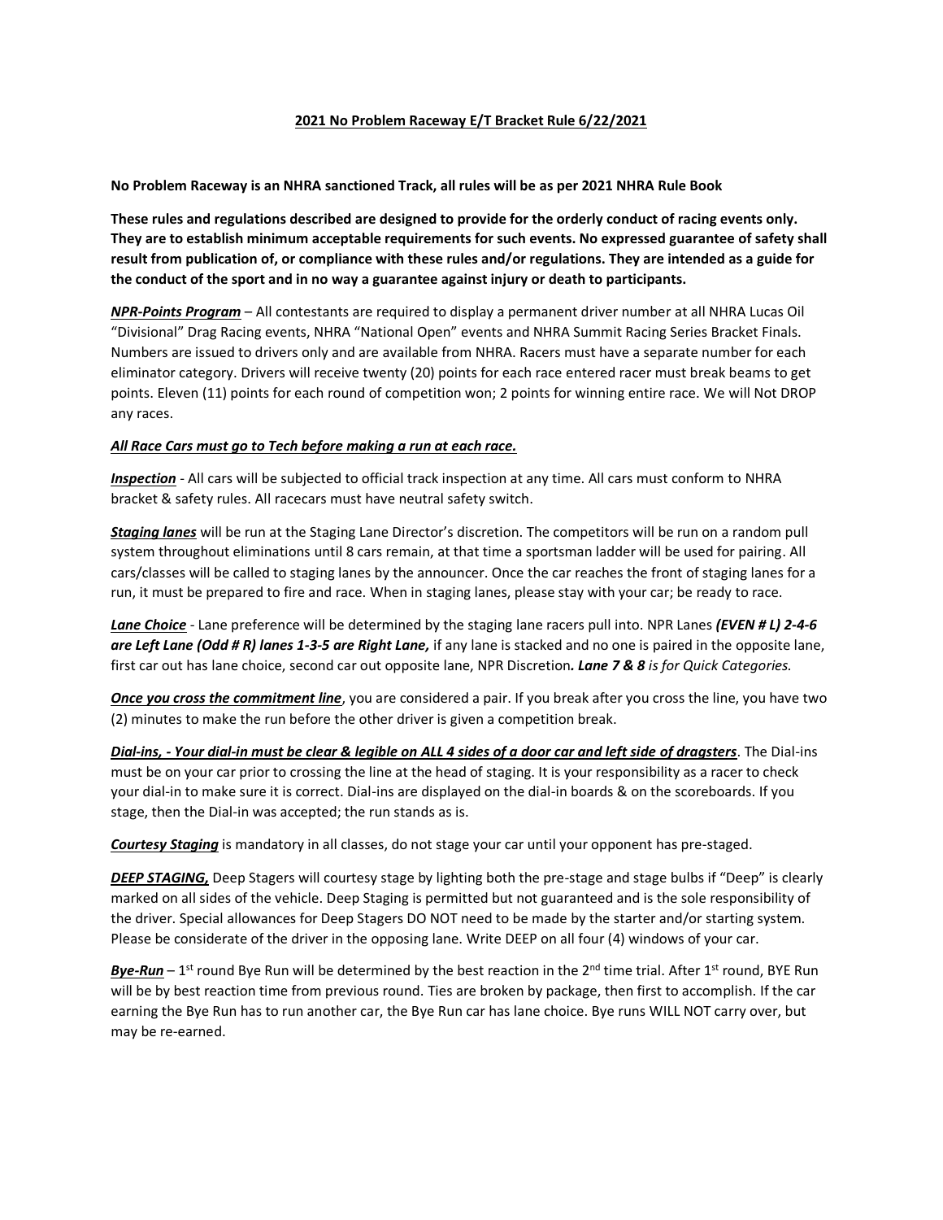## 2021 No Problem Raceway E/T Bracket Rule 6/22/2021

**No Problem Raceway is an NHRA sanctioned Track, all rules will be as per 2021 NHRA Rule Book**

**These rules and regulations described are designed to provide for the orderly conduct of racing events only. They are to establish minimum acceptable requirements for such events. No expressed guarantee of safety shall result from publication of, or compliance with these rules and/or regulations. They are intended as a guide for the conduct of the sport and in no way a guarantee against injury or death to participants.**

***NPR-Points Program*** – All contestants are required to display a permanent driver number at all NHRA Lucas Oil "Divisional" Drag Racing events, NHRA "National Open" events and NHRA Summit Racing Series Bracket Finals. Numbers are issued to drivers only and are available from NHRA. Racers must have a separate number for each eliminator category. Drivers will receive twenty (20) points for each race entered racer must break beams to get points. Eleven (11) points for each round of competition won; 2 points for winning entire race. We will Not DROP any races.

***All Race Cars must go to Tech before making a run at each race.***

***Inspection*** - All cars will be subjected to official track inspection at any time. All cars must conform to NHRA bracket & safety rules. All racecars must have neutral safety switch.

***Staging lanes*** will be run at the Staging Lane Director's discretion. The competitors will be run on a random pull system throughout eliminations until 8 cars remain, at that time a sportsman ladder will be used for pairing. All cars/classes will be called to staging lanes by the announcer. Once the car reaches the front of staging lanes for a run, it must be prepared to fire and race. When in staging lanes, please stay with your car; be ready to race.

***Lane Choice*** - Lane preference will be determined by the staging lane racers pull into. NPR Lanes ***(EVEN # L) 2-4-6 are Left Lane (Odd # R) lanes 1-3-5 are Right Lane,*** if any lane is stacked and no one is paired in the opposite lane, first car out has lane choice, second car out opposite lane, NPR Discretion***. Lane 7 & 8*** *is for Quick Categories.*

***Once you cross the commitment line***, you are considered a pair. If you break after you cross the line, you have two (2) minutes to make the run before the other driver is given a competition break.

***Dial-ins, - Your dial-in must be clear & legible on ALL 4 sides of a door car and left side of dragsters***. The Dial-ins must be on your car prior to crossing the line at the head of staging. It is your responsibility as a racer to check your dial-in to make sure it is correct. Dial-ins are displayed on the dial-in boards & on the scoreboards. If you stage, then the Dial-in was accepted; the run stands as is.

***Courtesy Staging*** is mandatory in all classes, do not stage your car until your opponent has pre-staged.

***DEEP STAGING,*** Deep Stagers will courtesy stage by lighting both the pre-stage and stage bulbs if "Deep" is clearly marked on all sides of the vehicle. Deep Staging is permitted but not guaranteed and is the sole responsibility of the driver. Special allowances for Deep Stagers DO NOT need to be made by the starter and/or starting system. Please be considerate of the driver in the opposing lane. Write DEEP on all four (4) windows of your car.

***Bye-Run*** – 1st round Bye Run will be determined by the best reaction in the 2nd time trial. After 1st round, BYE Run will be by best reaction time from previous round. Ties are broken by package, then first to accomplish. If the car earning the Bye Run has to run another car, the Bye Run car has lane choice. Bye runs WILL NOT carry over, but may be re-earned.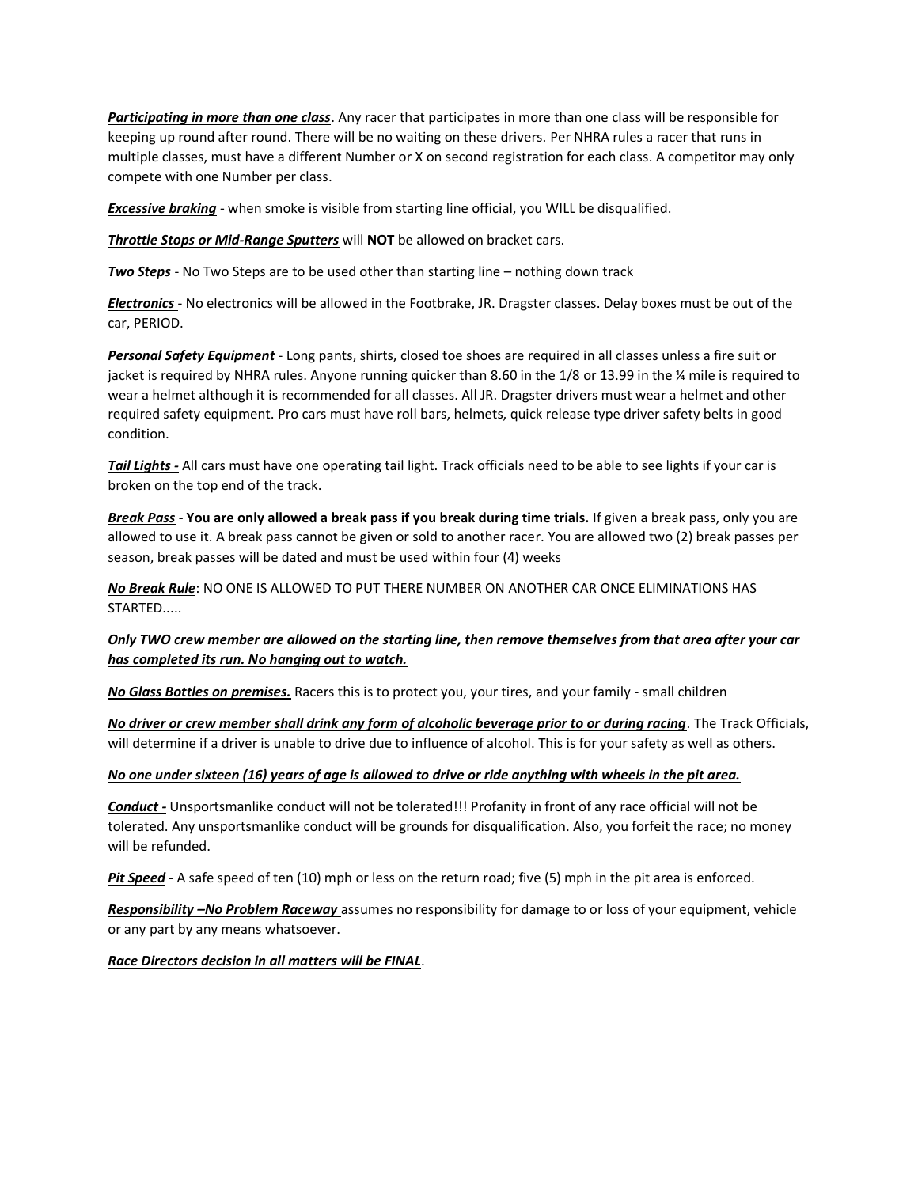***Participating in more than one class***. Any racer that participates in more than one class will be responsible for keeping up round after round. There will be no waiting on these drivers. Per NHRA rules a racer that runs in multiple classes, must have a different Number or X on second registration for each class. A competitor may only compete with one Number per class.

***Excessive braking*** - when smoke is visible from starting line official, you WILL be disqualified.

***Throttle Stops or Mid-Range Sputters*** will **NOT** be allowed on bracket cars.

***Two Steps*** - No Two Steps are to be used other than starting line – nothing down track

***Electronics*** - No electronics will be allowed in the Footbrake, JR. Dragster classes. Delay boxes must be out of the car, PERIOD.

***Personal Safety Equipment*** - Long pants, shirts, closed toe shoes are required in all classes unless a fire suit or jacket is required by NHRA rules. Anyone running quicker than 8.60 in the 1/8 or 13.99 in the ¼ mile is required to wear a helmet although it is recommended for all classes. All JR. Dragster drivers must wear a helmet and other required safety equipment. Pro cars must have roll bars, helmets, quick release type driver safety belts in good condition.

***Tail Lights -*** All cars must have one operating tail light. Track officials need to be able to see lights if your car is broken on the top end of the track.

***Break Pass*** - **You are only allowed a break pass if you break during time trials.** If given a break pass, only you are allowed to use it. A break pass cannot be given or sold to another racer. You are allowed two (2) break passes per season, break passes will be dated and must be used within four (4) weeks

***No Break Rule***: NO ONE IS ALLOWED TO PUT THERE NUMBER ON ANOTHER CAR ONCE ELIMINATIONS HAS STARTED.....

***Only TWO crew member are allowed on the starting line, then remove themselves from that area after your car has completed its run. No hanging out to watch.***

***No Glass Bottles on premises.*** Racers this is to protect you, your tires, and your family - small children

***No driver or crew member shall drink any form of alcoholic beverage prior to or during racing***. The Track Officials, will determine if a driver is unable to drive due to influence of alcohol. This is for your safety as well as others.

***No one under sixteen (16) years of age is allowed to drive or ride anything with wheels in the pit area.***

***Conduct -*** Unsportsmanlike conduct will not be tolerated!!! Profanity in front of any race official will not be tolerated. Any unsportsmanlike conduct will be grounds for disqualification. Also, you forfeit the race; no money will be refunded.

***Pit Speed*** - A safe speed of ten (10) mph or less on the return road; five (5) mph in the pit area is enforced.

***Responsibility –No Problem Raceway*** assumes no responsibility for damage to or loss of your equipment, vehicle or any part by any means whatsoever.

***Race Directors decision in all matters will be FINAL***.